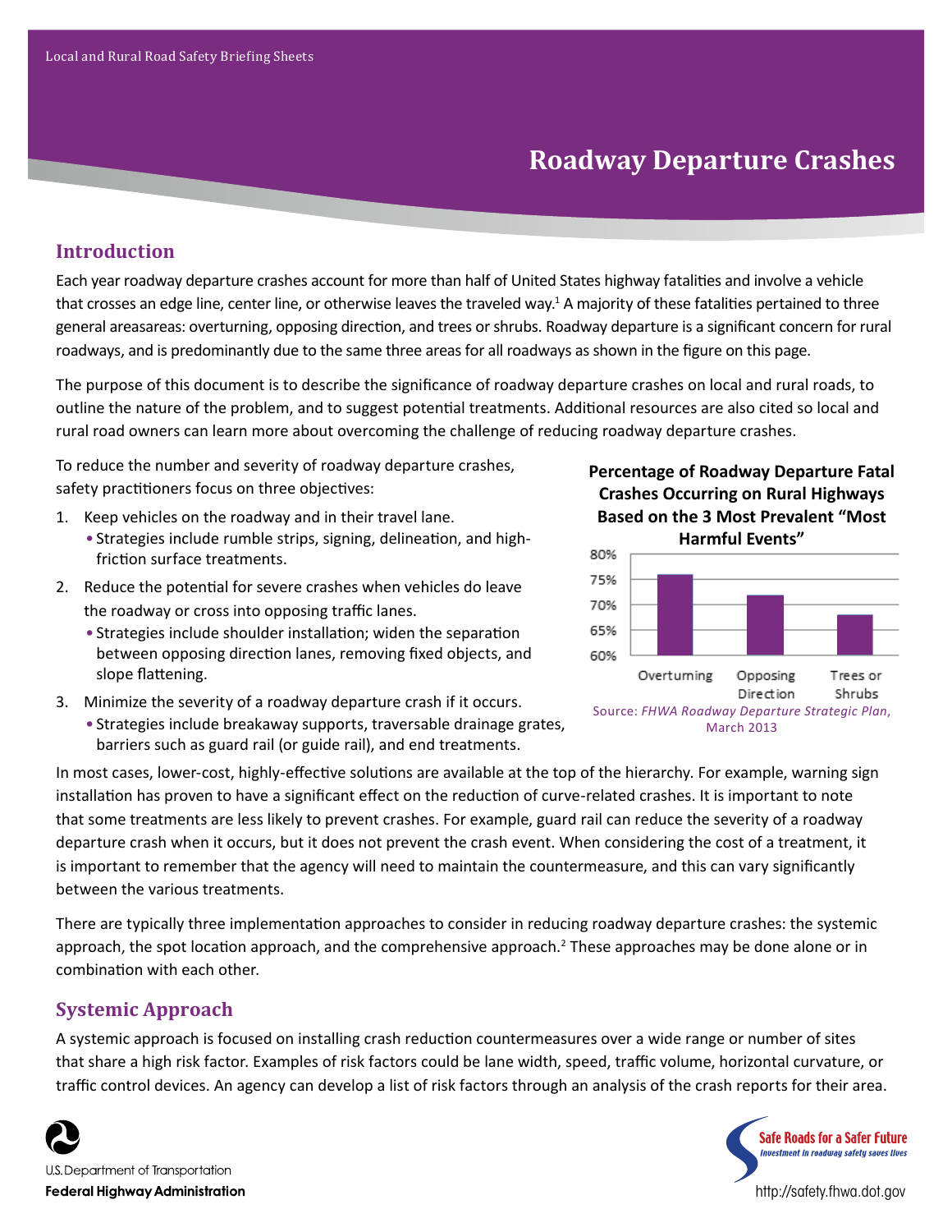Local and Rural Road Safety Briefing Sheets

# Roadway Departure Crashes

## Introduction

Each year roadway departure crashes account for more than half of United States highway fatalities and involve a vehicle that crosses an edge line, center line, or otherwise leaves the traveled way.[1] A majority of these fatalities pertained to three general areasareas: overturning, opposing direction, and trees or shrubs. Roadway departure is a significant concern for rural roadways, and is predominantly due to the same three areas for all roadways as shown in the figure on this page.

The purpose of this document is to describe the significance of roadway departure crashes on local and rural roads, to outline the nature of the problem, and to suggest potential treatments. Additional resources are also cited so local and rural road owners can learn more about overcoming the challenge of reducing roadway departure crashes.

To reduce the number and severity of roadway departure crashes, safety practitioners focus on three objectives:

1. Keep vehicles on the roadway and in their travel lane.
   - Strategies include rumble strips, signing, delineation, and high-friction surface treatments.
2. Reduce the potential for severe crashes when vehicles do leave the roadway or cross into opposing traffic lanes.
   - Strategies include shoulder installation; widen the separation between opposing direction lanes, removing fixed objects, and slope flattening.
3. Minimize the severity of a roadway departure crash if it occurs.
   - Strategies include breakaway supports, traversable drainage grates, barriers such as guard rail (or guide rail), and end treatments.

**Percentage of Roadway Departure Fatal Crashes Occurring on Rural Highways Based on the 3 Most Prevalent "Most Harmful Events"**

| Most Harmful Event | Percentage (approx.) |
|---|---|
| Overturning | ~76% |
| Opposing Direction | ~72% |
| Trees or Shrubs | ~68% |

Source: *FHWA Roadway Departure Strategic Plan*, March 2013

In most cases, lower-cost, highly-effective solutions are available at the top of the hierarchy. For example, warning sign installation has proven to have a significant effect on the reduction of curve-related crashes. It is important to note that some treatments are less likely to prevent crashes. For example, guard rail can reduce the severity of a roadway departure crash when it occurs, but it does not prevent the crash event. When considering the cost of a treatment, it is important to remember that the agency will need to maintain the countermeasure, and this can vary significantly between the various treatments.

There are typically three implementation approaches to consider in reducing roadway departure crashes: the systemic approach, the spot location approach, and the comprehensive approach.[2] These approaches may be done alone or in combination with each other.

## Systemic Approach

A systemic approach is focused on installing crash reduction countermeasures over a wide range or number of sites that share a high risk factor. Examples of risk factors could be lane width, speed, traffic volume, horizontal curvature, or traffic control devices. An agency can develop a list of risk factors through an analysis of the crash reports for their area.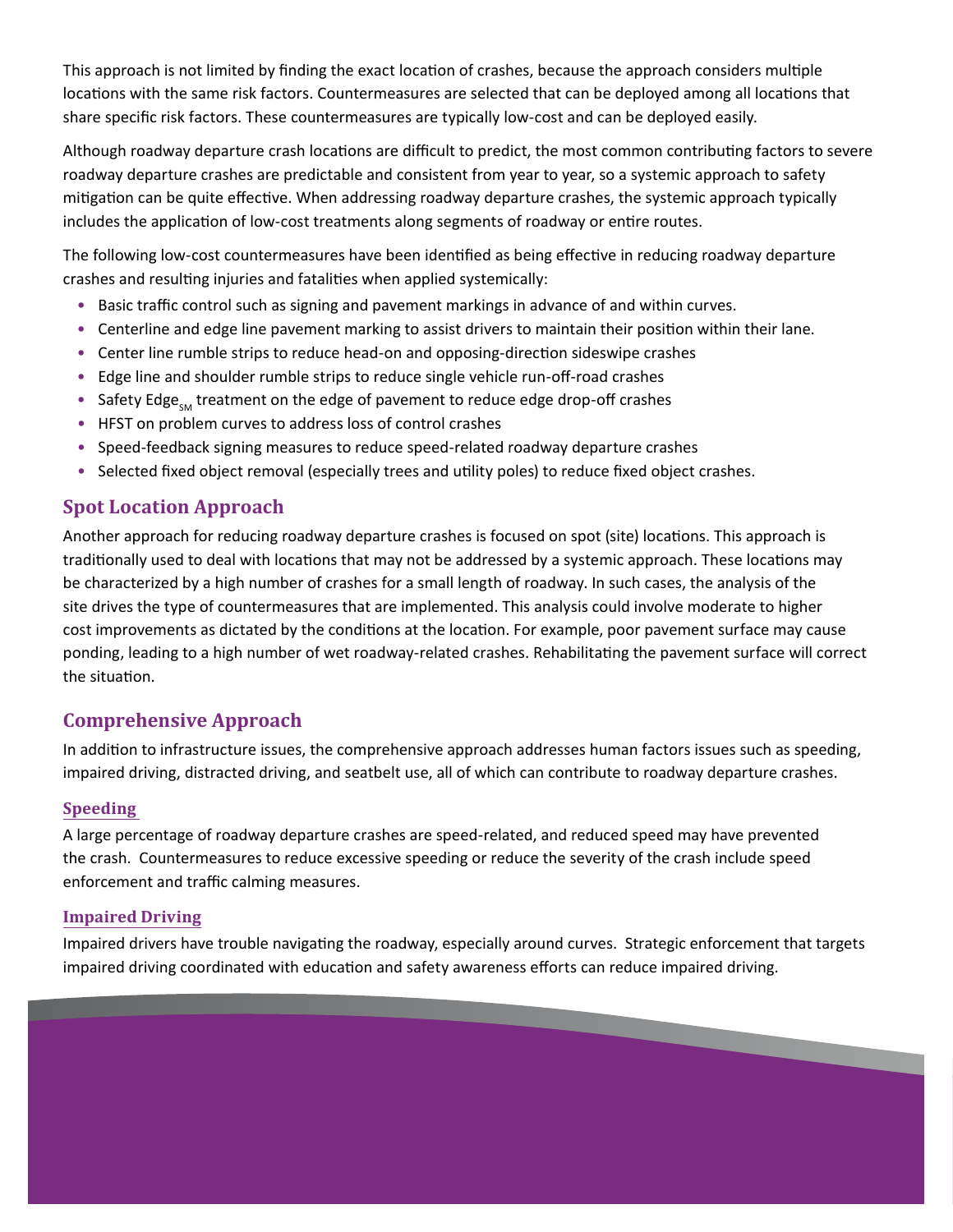This approach is not limited by finding the exact location of crashes, because the approach considers multiple locations with the same risk factors. Countermeasures are selected that can be deployed among all locations that share specific risk factors. These countermeasures are typically low-cost and can be deployed easily.

Although roadway departure crash locations are difficult to predict, the most common contributing factors to severe roadway departure crashes are predictable and consistent from year to year, so a systemic approach to safety mitigation can be quite effective. When addressing roadway departure crashes, the systemic approach typically includes the application of low-cost treatments along segments of roadway or entire routes.

The following low-cost countermeasures have been identified as being effective in reducing roadway departure crashes and resulting injuries and fatalities when applied systemically:

- Basic traffic control such as signing and pavement markings in advance of and within curves.
- Centerline and edge line pavement marking to assist drivers to maintain their position within their lane.
- Center line rumble strips to reduce head-on and opposing-direction sideswipe crashes
- Edge line and shoulder rumble strips to reduce single vehicle run-off-road crashes
- Safety Edge$_{SM}$ treatment on the edge of pavement to reduce edge drop-off crashes
- HFST on problem curves to address loss of control crashes
- Speed-feedback signing measures to reduce speed-related roadway departure crashes
- Selected fixed object removal (especially trees and utility poles) to reduce fixed object crashes.

## Spot Location Approach

Another approach for reducing roadway departure crashes is focused on spot (site) locations. This approach is traditionally used to deal with locations that may not be addressed by a systemic approach. These locations may be characterized by a high number of crashes for a small length of roadway. In such cases, the analysis of the site drives the type of countermeasures that are implemented. This analysis could involve moderate to higher cost improvements as dictated by the conditions at the location. For example, poor pavement surface may cause ponding, leading to a high number of wet roadway-related crashes. Rehabilitating the pavement surface will correct the situation.

## Comprehensive Approach

In addition to infrastructure issues, the comprehensive approach addresses human factors issues such as speeding, impaired driving, distracted driving, and seatbelt use, all of which can contribute to roadway departure crashes.

### Speeding

A large percentage of roadway departure crashes are speed-related, and reduced speed may have prevented the crash. Countermeasures to reduce excessive speeding or reduce the severity of the crash include speed enforcement and traffic calming measures.

### Impaired Driving

Impaired drivers have trouble navigating the roadway, especially around curves. Strategic enforcement that targets impaired driving coordinated with education and safety awareness efforts can reduce impaired driving.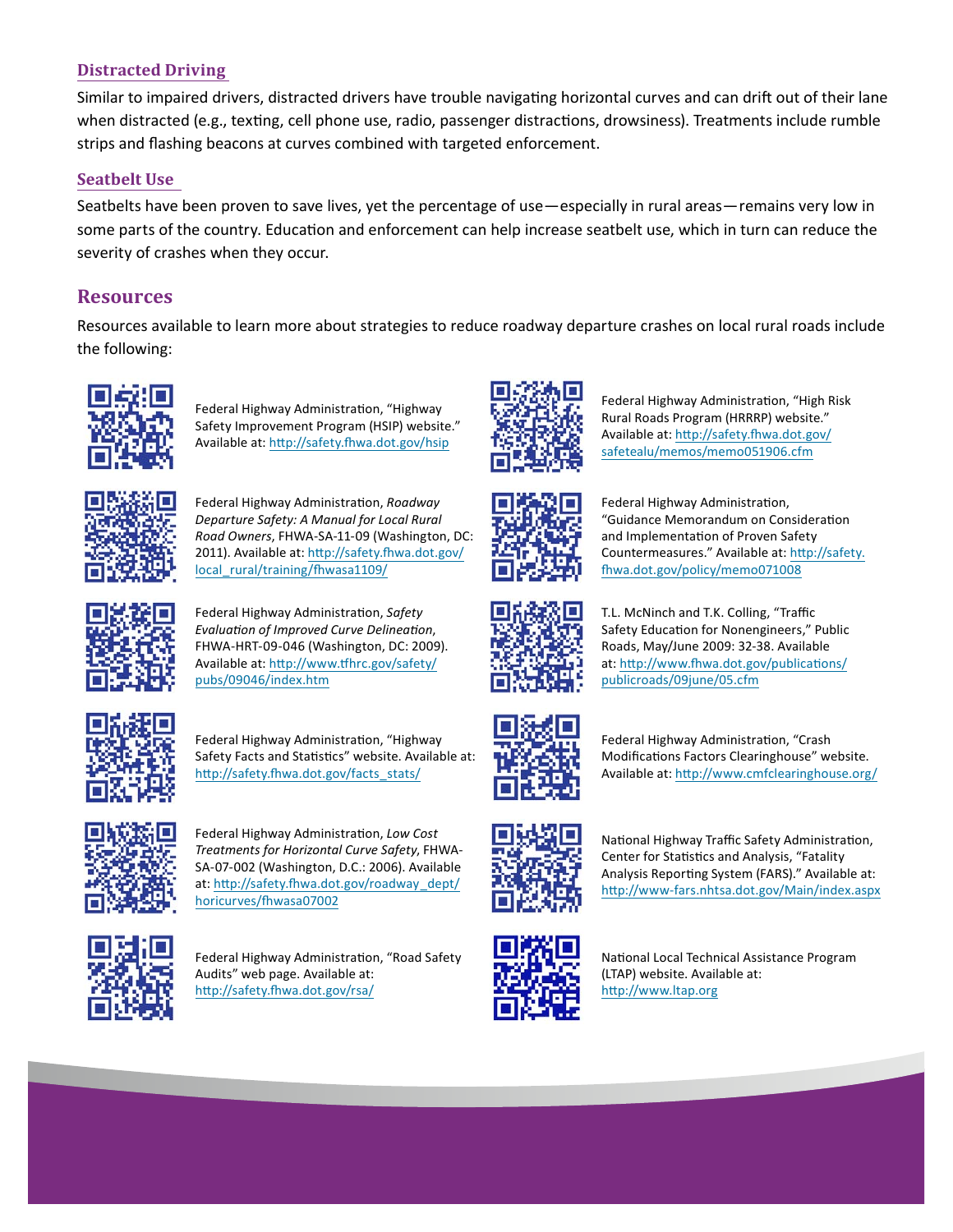### Distracted Driving

Similar to impaired drivers, distracted drivers have trouble navigating horizontal curves and can drift out of their lane when distracted (e.g., texting, cell phone use, radio, passenger distractions, drowsiness). Treatments include rumble strips and flashing beacons at curves combined with targeted enforcement.

### Seatbelt Use

Seatbelts have been proven to save lives, yet the percentage of use—especially in rural areas—remains very low in some parts of the country. Education and enforcement can help increase seatbelt use, which in turn can reduce the severity of crashes when they occur.

## Resources

Resources available to learn more about strategies to reduce roadway departure crashes on local rural roads include the following:

- Federal Highway Administration, "Highway Safety Improvement Program (HSIP) website." Available at: http://safety.fhwa.dot.gov/hsip
- Federal Highway Administration, *Roadway Departure Safety: A Manual for Local Rural Road Owners*, FHWA-SA-11-09 (Washington, DC: 2011). Available at: http://safety.fhwa.dot.gov/local_rural/training/fhwasa1109/
- Federal Highway Administration, *Safety Evaluation of Improved Curve Delineation*, FHWA-HRT-09-046 (Washington, DC: 2009). Available at: http://www.tfhrc.gov/safety/pubs/09046/index.htm
- Federal Highway Administration, "Highway Safety Facts and Statistics" website. Available at: http://safety.fhwa.dot.gov/facts_stats/
- Federal Highway Administration, *Low Cost Treatments for Horizontal Curve Safety*, FHWA-SA-07-002 (Washington, D.C.: 2006). Available at: http://safety.fhwa.dot.gov/roadway_dept/horicurves/fhwasa07002
- Federal Highway Administration, "Road Safety Audits" web page. Available at: http://safety.fhwa.dot.gov/rsa/
- Federal Highway Administration, "High Risk Rural Roads Program (HRRRP) website." Available at: http://safety.fhwa.dot.gov/safetealu/memos/memo051906.cfm
- Federal Highway Administration, "Guidance Memorandum on Consideration and Implementation of Proven Safety Countermeasures." Available at: http://safety.fhwa.dot.gov/policy/memo071008
- T.L. McNinch and T.K. Colling, "Traffic Safety Education for Nonengineers," Public Roads, May/June 2009: 32-38. Available at: http://www.fhwa.dot.gov/publications/publicroads/09june/05.cfm
- Federal Highway Administration, "Crash Modifications Factors Clearinghouse" website. Available at: http://www.cmfclearinghouse.org/
- National Highway Traffic Safety Administration, Center for Statistics and Analysis, "Fatality Analysis Reporting System (FARS)." Available at: http://www-fars.nhtsa.dot.gov/Main/index.aspx
- National Local Technical Assistance Program (LTAP) website. Available at: http://www.ltap.org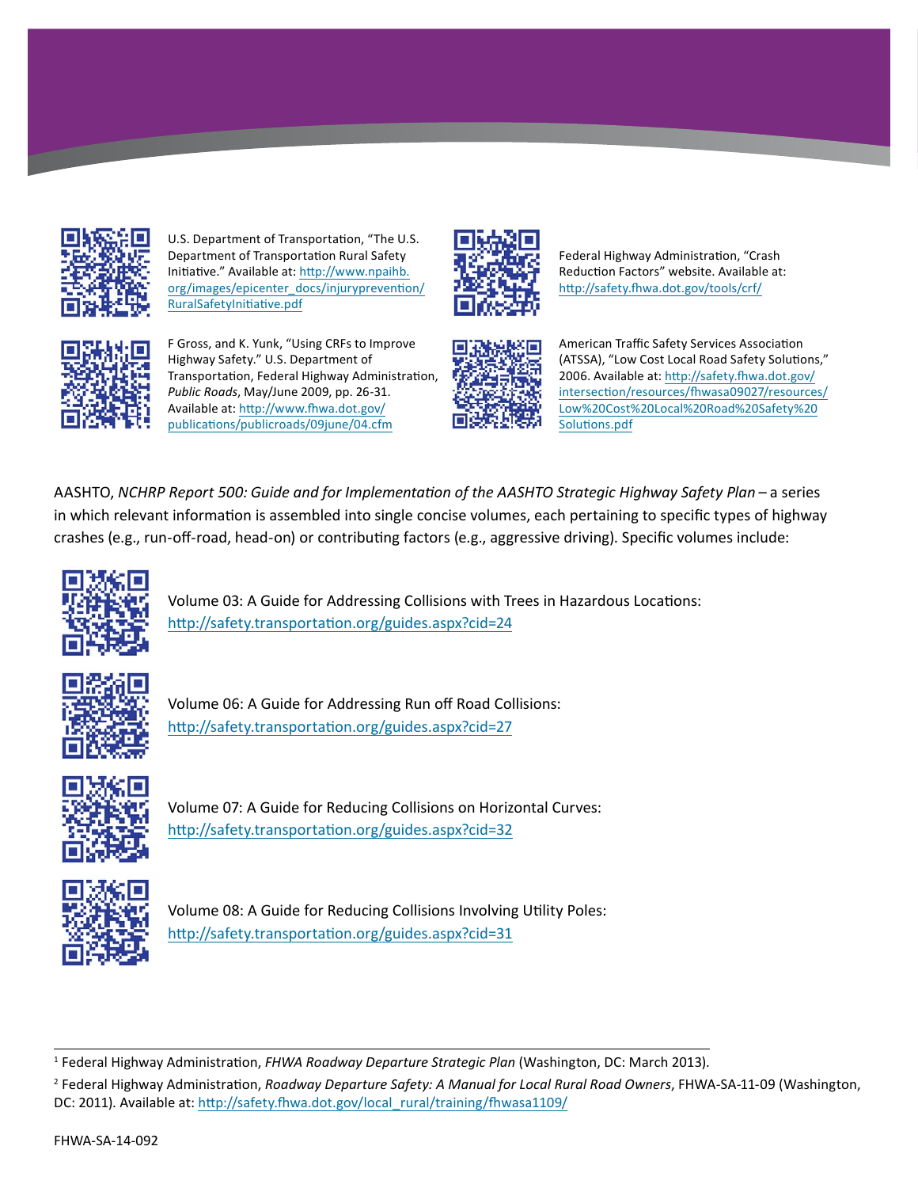U.S. Department of Transportation, "The U.S. Department of Transportation Rural Safety Initiative." Available at: http://www.npaihb.org/images/epicenter_docs/injuryprevention/RuralSafetyInitiative.pdf

F Gross, and K. Yunk, "Using CRFs to Improve Highway Safety." U.S. Department of Transportation, Federal Highway Administration, *Public Roads*, May/June 2009, pp. 26-31. Available at: http://www.fhwa.dot.gov/publications/publicroads/09june/04.cfm

Federal Highway Administration, "Crash Reduction Factors" website. Available at: http://safety.fhwa.dot.gov/tools/crf/

American Traffic Safety Services Association (ATSSA), "Low Cost Local Road Safety Solutions," 2006. Available at: http://safety.fhwa.dot.gov/intersection/resources/fhwasa09027/resources/Low%20Cost%20Local%20Road%20Safety%20Solutions.pdf

AASHTO, *NCHRP Report 500: Guide and for Implementation of the AASHTO Strategic Highway Safety Plan* – a series in which relevant information is assembled into single concise volumes, each pertaining to specific types of highway crashes (e.g., run-off-road, head-on) or contributing factors (e.g., aggressive driving). Specific volumes include:

Volume 03: A Guide for Addressing Collisions with Trees in Hazardous Locations:
http://safety.transportation.org/guides.aspx?cid=24

Volume 06: A Guide for Addressing Run off Road Collisions:
http://safety.transportation.org/guides.aspx?cid=27

Volume 07: A Guide for Reducing Collisions on Horizontal Curves:
http://safety.transportation.org/guides.aspx?cid=32

Volume 08: A Guide for Reducing Collisions Involving Utility Poles:
http://safety.transportation.org/guides.aspx?cid=31

---

[1] Federal Highway Administration, *FHWA Roadway Departure Strategic Plan* (Washington, DC: March 2013).

[2] Federal Highway Administration, *Roadway Departure Safety: A Manual for Local Rural Road Owners*, FHWA-SA-11-09 (Washington, DC: 2011). Available at: http://safety.fhwa.dot.gov/local_rural/training/fhwasa1109/

FHWA-SA-14-092